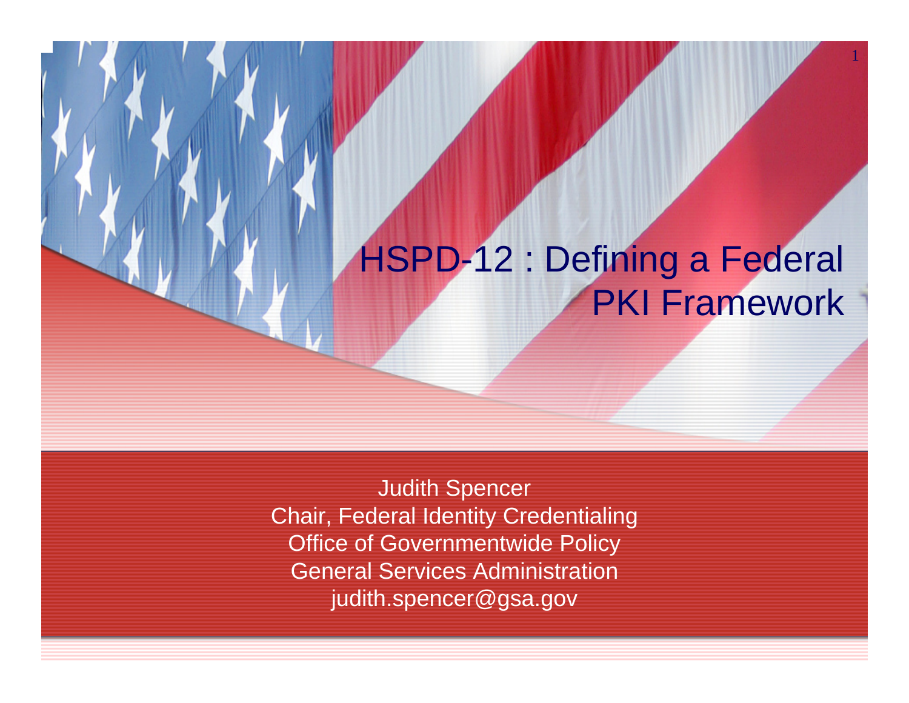# HSPD-12 : Defining a Federal PKI Framework

Judith Spencer
Chair, Federal Identity Credentialing
Office of Governmentwide Policy
General Services Administration
judith.spencer@gsa.gov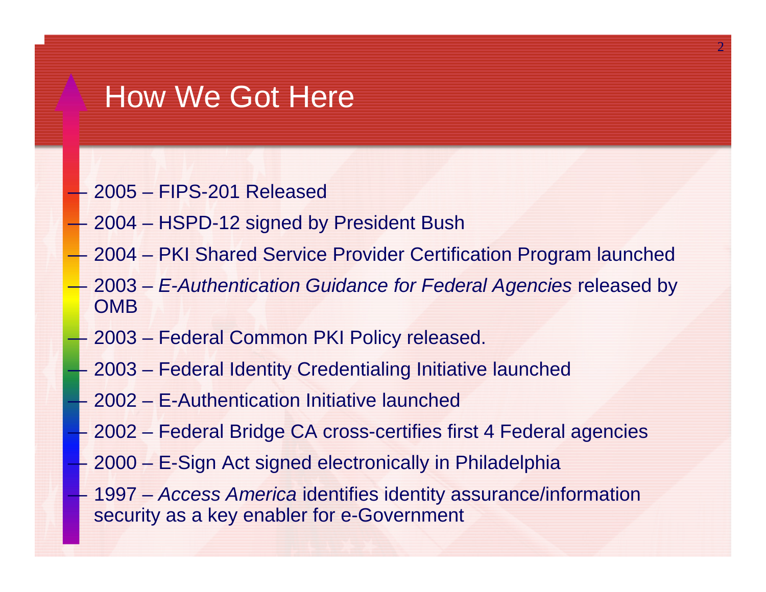# How We Got Here

- 2005 – FIPS-201 Released
- 2004 – HSPD-12 signed by President Bush
- 2004 – PKI Shared Service Provider Certification Program launched
- 2003 – *E-Authentication Guidance for Federal Agencies* released by OMB
- 2003 – Federal Common PKI Policy released.
- 2003 – Federal Identity Credentialing Initiative launched
- 2002 – E-Authentication Initiative launched
- 2002 – Federal Bridge CA cross-certifies first 4 Federal agencies
- 2000 – E-Sign Act signed electronically in Philadelphia
- 1997 – *Access America* identifies identity assurance/information security as a key enabler for e-Government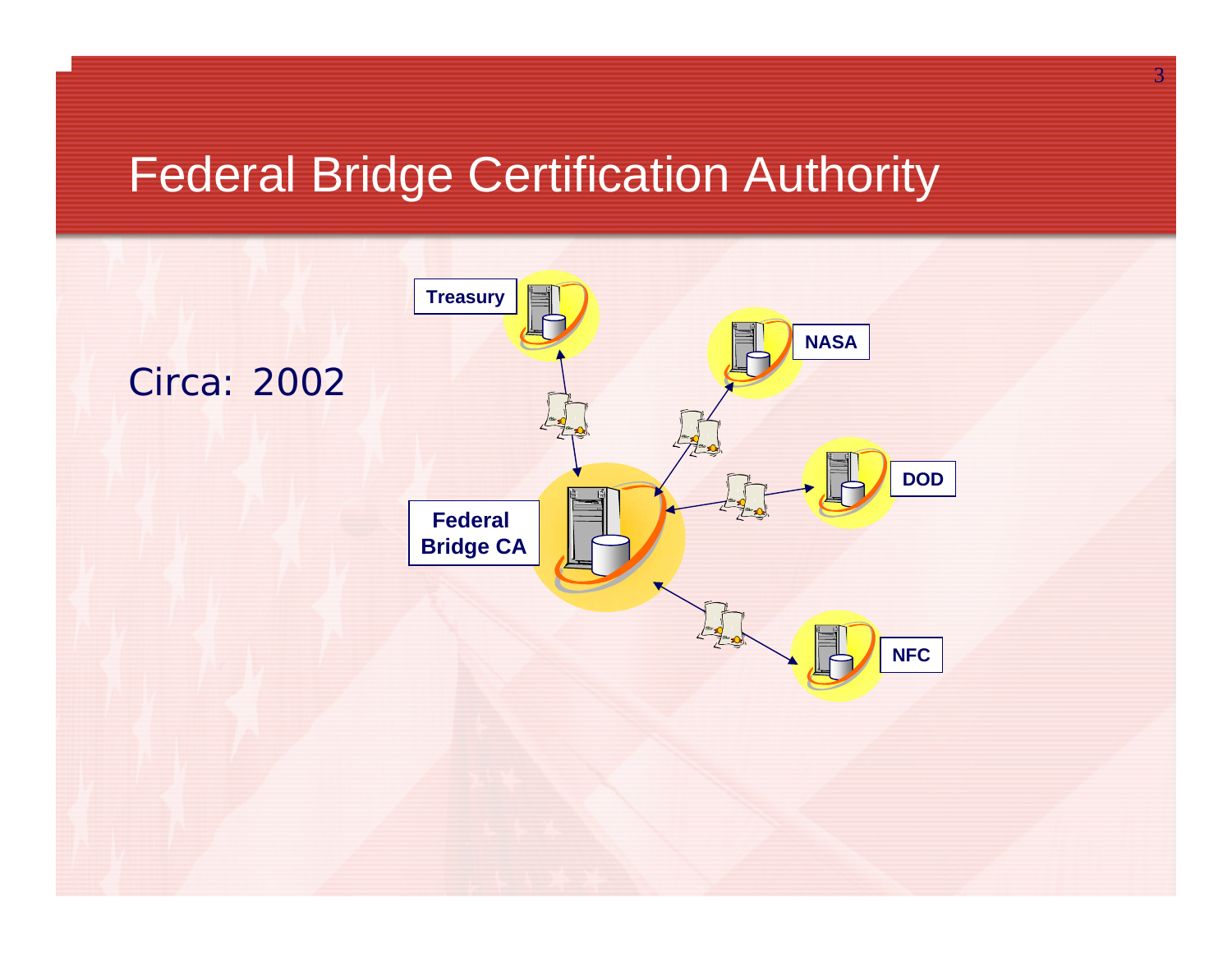# Federal Bridge Certification Authority

Circa: 2002

Treasury

NASA

DOD

Federal Bridge CA

NFC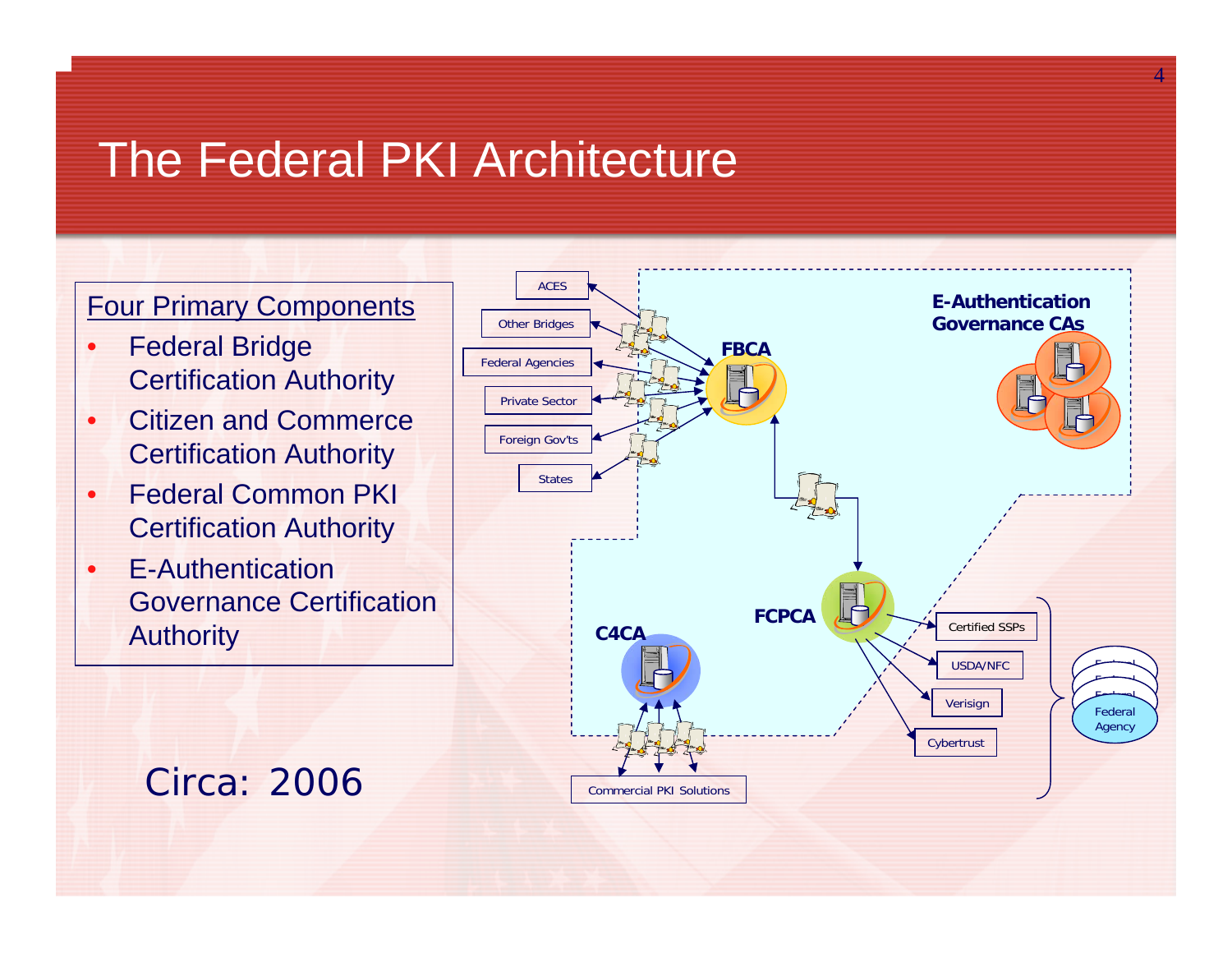# The Federal PKI Architecture

Four Primary Components

- Federal Bridge Certification Authority
- Citizen and Commerce Certification Authority
- Federal Common PKI Certification Authority
- E-Authentication Governance Certification Authority

Circa: 2006

ACES

Other Bridges

Federal Agencies

Private Sector

Foreign Gov'ts

States

FBCA

E-Authentication Governance CAs

FCPCA

C4CA

Certified SSPs

USDA/NFC

Verisign

Cybertrust

Commercial PKI Solutions

Federal Agency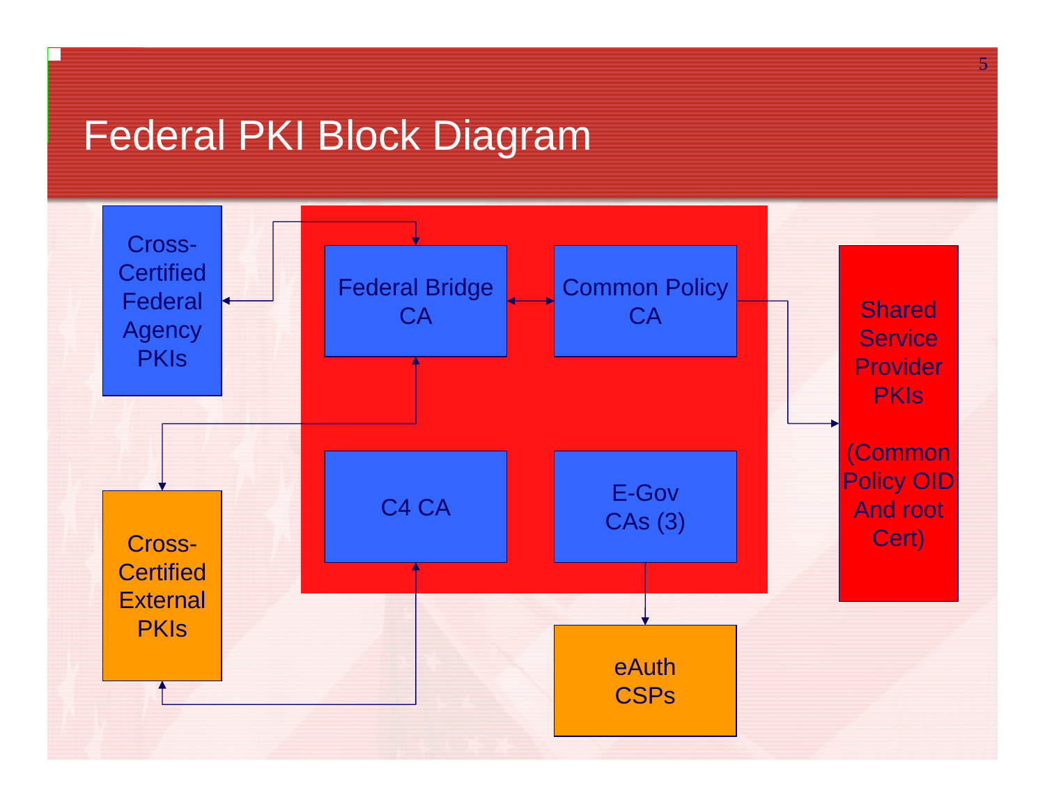# Federal PKI Block Diagram

Cross-Certified Federal Agency PKIs

Federal Bridge CA

Common Policy CA

Shared Service Provider PKIs

(Common Policy OID And root Cert)

C4 CA

E-Gov CAs (3)

Cross-Certified External PKIs

eAuth CSPs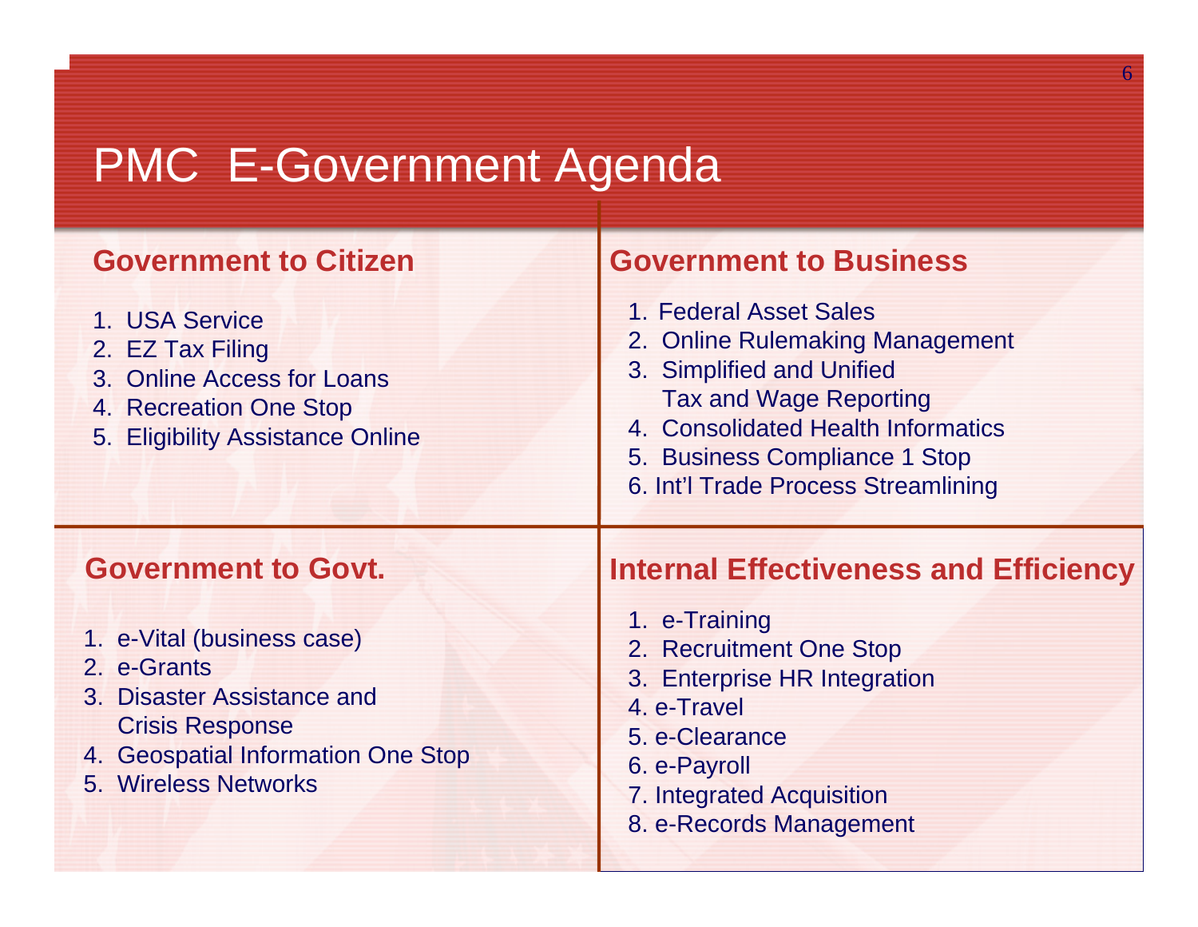# PMC E-Government Agenda

## Government to Citizen

1. USA Service
2. EZ Tax Filing
3. Online Access for Loans
4. Recreation One Stop
5. Eligibility Assistance Online

## Government to Business

1. Federal Asset Sales
2. Online Rulemaking Management
3. Simplified and Unified Tax and Wage Reporting
4. Consolidated Health Informatics
5. Business Compliance 1 Stop
6. Int'l Trade Process Streamlining

## Government to Govt.

1. e-Vital (business case)
2. e-Grants
3. Disaster Assistance and Crisis Response
4. Geospatial Information One Stop
5. Wireless Networks

## Internal Effectiveness and Efficiency

1. e-Training
2. Recruitment One Stop
3. Enterprise HR Integration
4. e-Travel
5. e-Clearance
6. e-Payroll
7. Integrated Acquisition
8. e-Records Management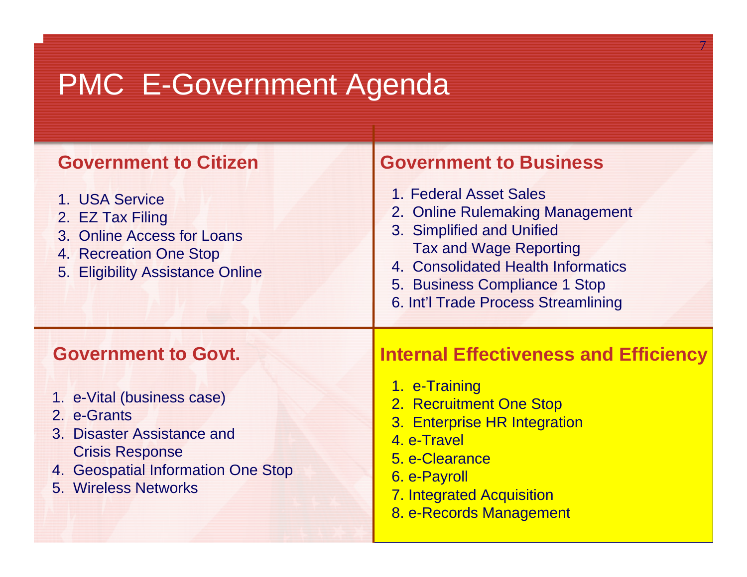# PMC E-Government Agenda

## Government to Citizen

1. USA Service
2. EZ Tax Filing
3. Online Access for Loans
4. Recreation One Stop
5. Eligibility Assistance Online

## Government to Business

1. Federal Asset Sales
2. Online Rulemaking Management
3. Simplified and Unified Tax and Wage Reporting
4. Consolidated Health Informatics
5. Business Compliance 1 Stop
6. Int'l Trade Process Streamlining

## Government to Govt.

1. e-Vital (business case)
2. e-Grants
3. Disaster Assistance and Crisis Response
4. Geospatial Information One Stop
5. Wireless Networks

## Internal Effectiveness and Efficiency

1. e-Training
2. Recruitment One Stop
3. Enterprise HR Integration
4. e-Travel
5. e-Clearance
6. e-Payroll
7. Integrated Acquisition
8. e-Records Management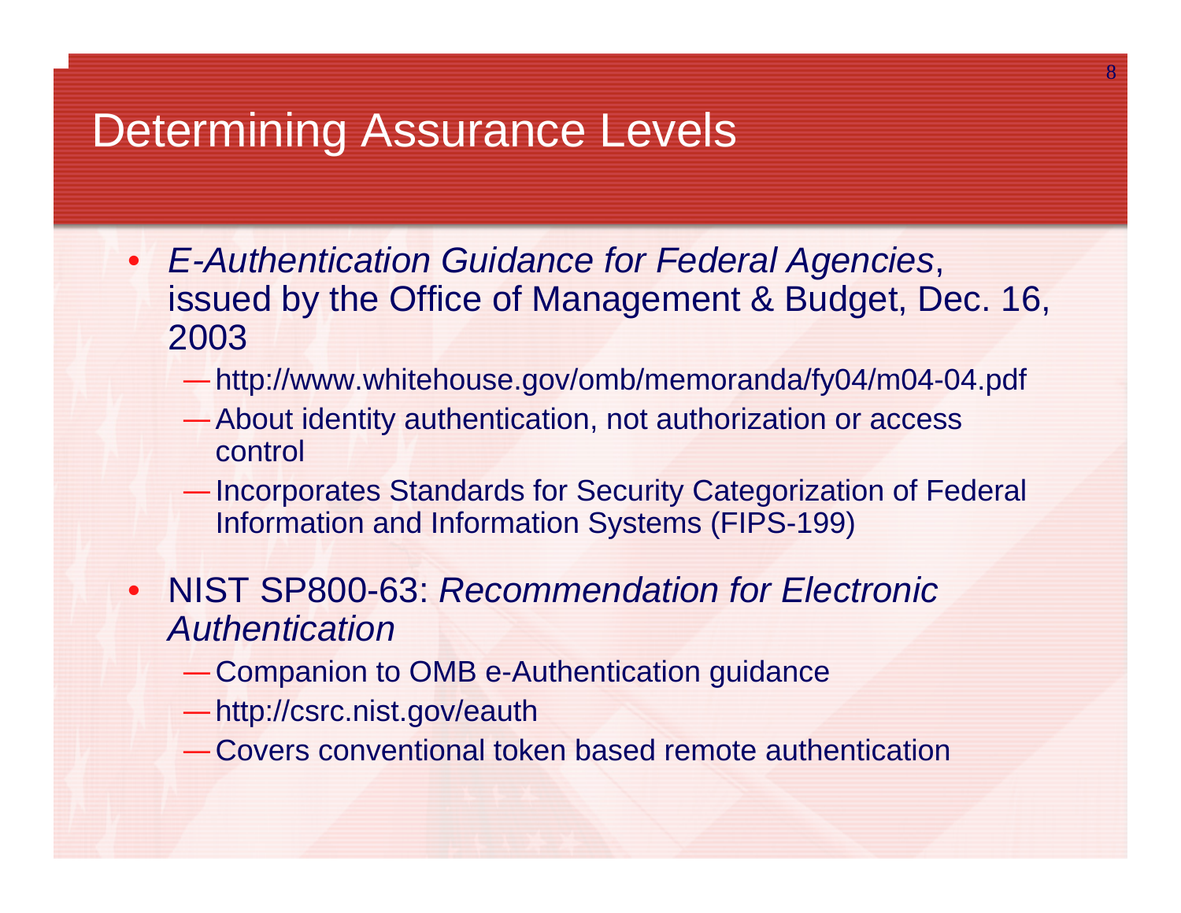# Determining Assurance Levels

- *E-Authentication Guidance for Federal Agencies*, issued by the Office of Management & Budget, Dec. 16, 2003
  - http://www.whitehouse.gov/omb/memoranda/fy04/m04-04.pdf
  - About identity authentication, not authorization or access control
  - Incorporates Standards for Security Categorization of Federal Information and Information Systems (FIPS-199)
- NIST SP800-63: *Recommendation for Electronic Authentication*
  - Companion to OMB e-Authentication guidance
  - http://csrc.nist.gov/eauth
  - Covers conventional token based remote authentication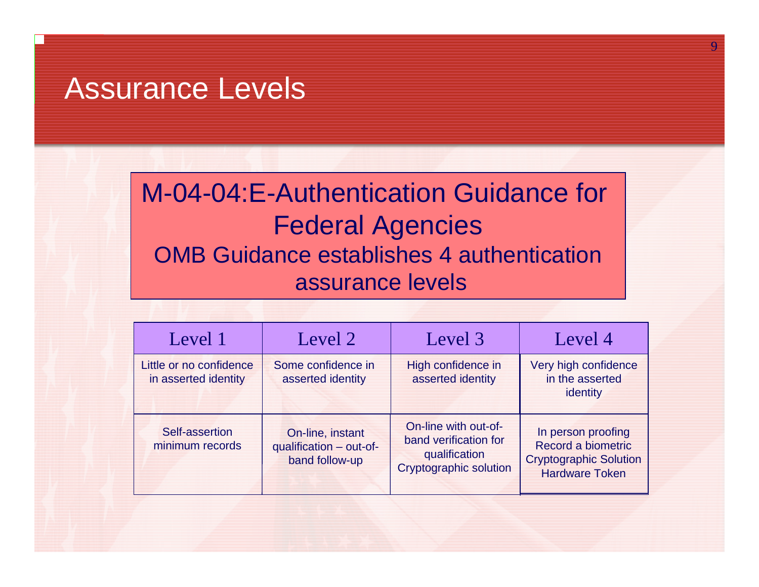# Assurance Levels

M-04-04:E-Authentication Guidance for Federal Agencies

OMB Guidance establishes 4 authentication assurance levels

| Level 1 | Level 2 | Level 3 | Level 4 |
|---|---|---|---|
| Little or no confidence in asserted identity | Some confidence in asserted identity | High confidence in asserted identity | Very high confidence in the asserted identity |
| Self-assertion minimum records | On-line, instant qualification – out-of-band follow-up | On-line with out-of-band verification for qualification Cryptographic solution | In person proofing Record a biometric Cryptographic Solution Hardware Token |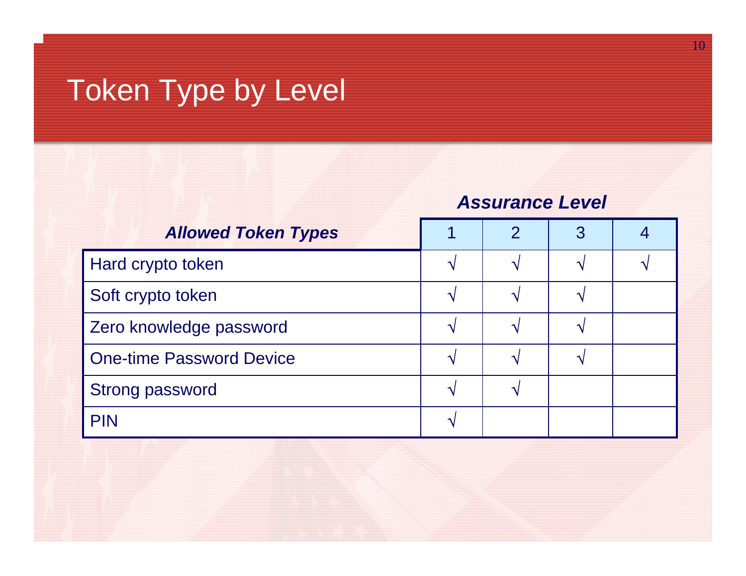# Token Type by Level

| *Allowed Token Types* | Assurance Level 1 | 2 | 3 | 4 |
|---|---|---|---|---|
| Hard crypto token | √ | √ | √ | √ |
| Soft crypto token | √ | √ | √ | |
| Zero knowledge password | √ | √ | √ | |
| One-time Password Device | √ | √ | √ | |
| Strong password | √ | √ | | |
| PIN | √ | | | |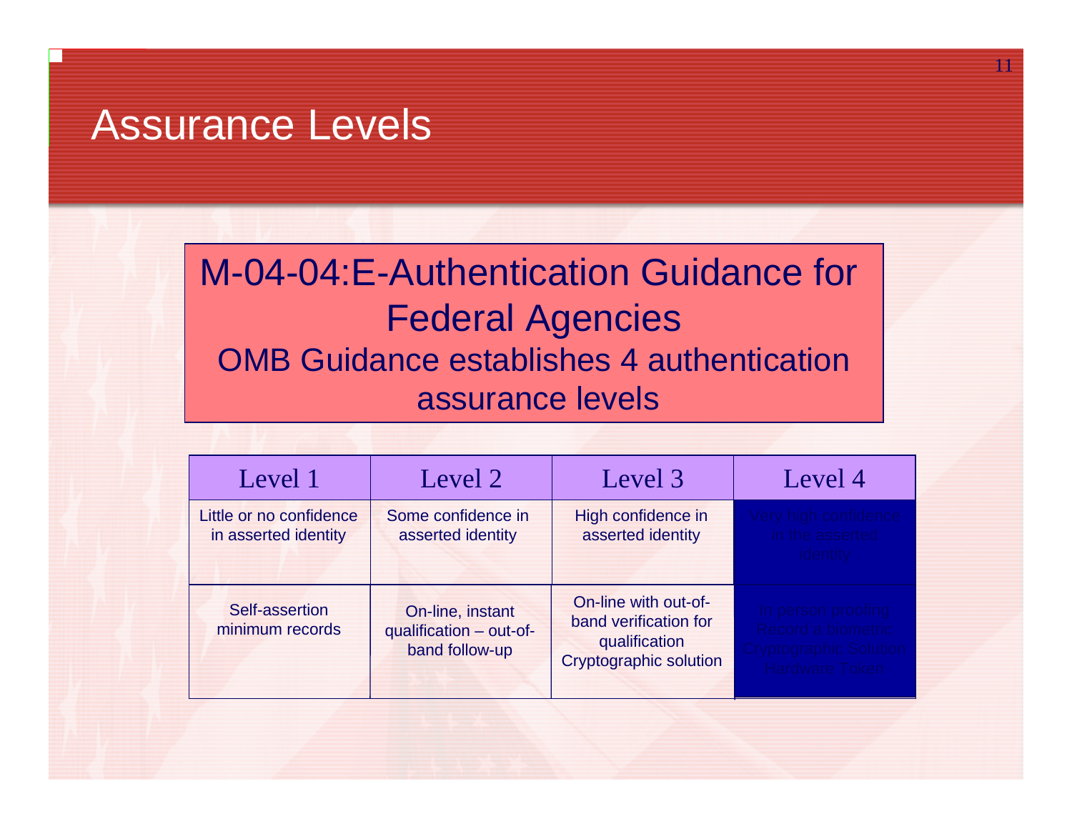# Assurance Levels

**M-04-04:E-Authentication Guidance for Federal Agencies**

OMB Guidance establishes 4 authentication assurance levels

| Level 1 | Level 2 | Level 3 | Level 4 |
|---|---|---|---|
| Little or no confidence in asserted identity | Some confidence in asserted identity | High confidence in asserted identity | Very high confidence in the asserted identity |
| Self-assertion minimum records | On-line, instant qualification – out-of-band follow-up | On-line with out-of-band verification for qualification Cryptographic solution | In person proofing Record a biometric Cryptographic Solution Hardware Token |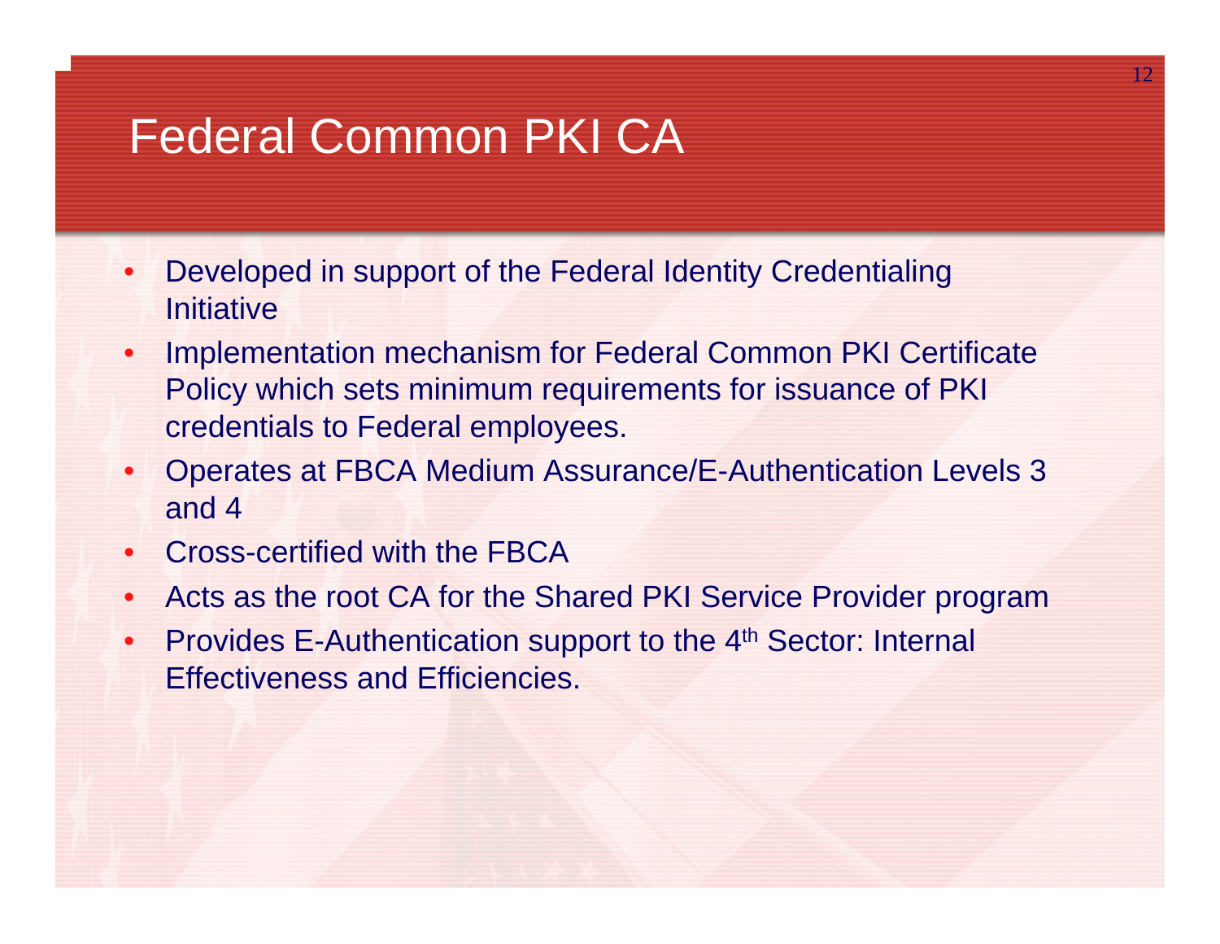# Federal Common PKI CA

- Developed in support of the Federal Identity Credentialing Initiative
- Implementation mechanism for Federal Common PKI Certificate Policy which sets minimum requirements for issuance of PKI credentials to Federal employees.
- Operates at FBCA Medium Assurance/E-Authentication Levels 3 and 4
- Cross-certified with the FBCA
- Acts as the root CA for the Shared PKI Service Provider program
- Provides E-Authentication support to the 4th Sector: Internal Effectiveness and Efficiencies.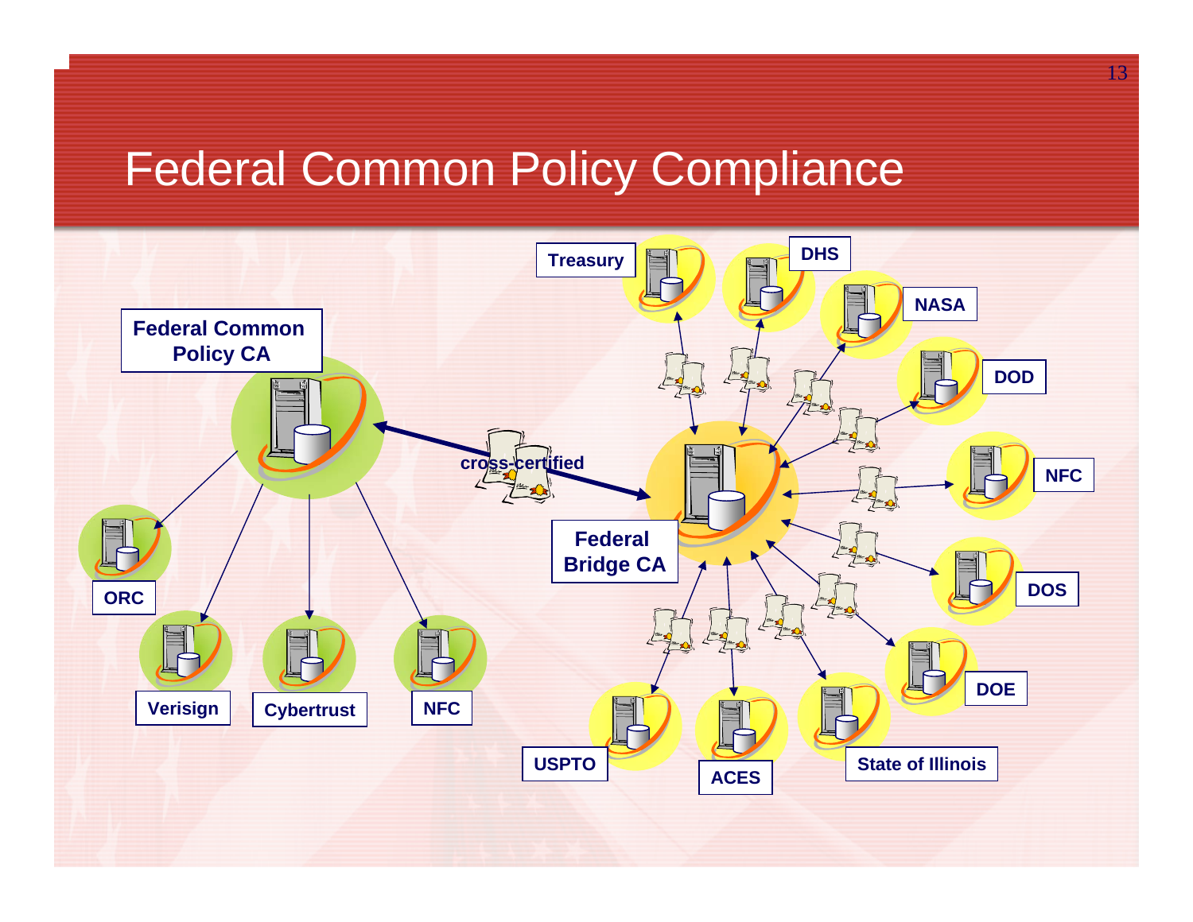# Federal Common Policy Compliance

Federal Common Policy CA

cross-certified

Federal Bridge CA

ORC

Verisign

Cybertrust

NFC

Treasury

DHS

NASA

DOD

NFC

DOS

DOE

State of Illinois

ACES

USPTO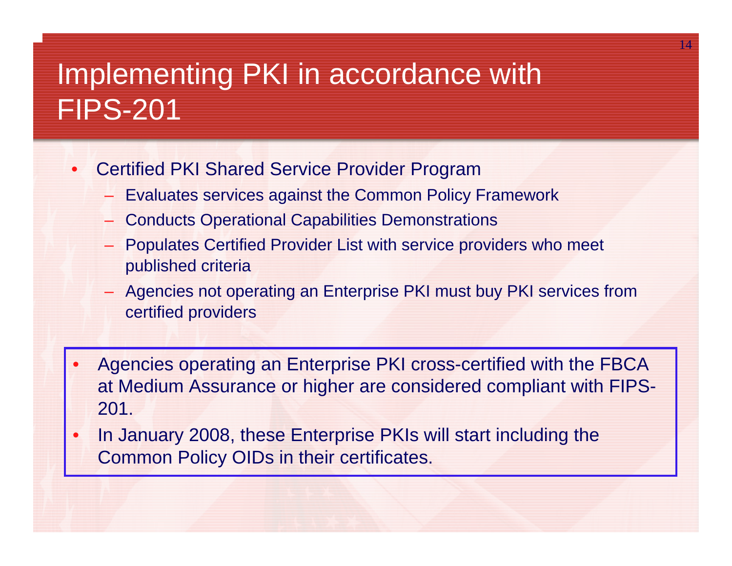# Implementing PKI in accordance with FIPS-201

- Certified PKI Shared Service Provider Program
  - Evaluates services against the Common Policy Framework
  - Conducts Operational Capabilities Demonstrations
  - Populates Certified Provider List with service providers who meet published criteria
  - Agencies not operating an Enterprise PKI must buy PKI services from certified providers

- Agencies operating an Enterprise PKI cross-certified with the FBCA at Medium Assurance or higher are considered compliant with FIPS-201.
- In January 2008, these Enterprise PKIs will start including the Common Policy OIDs in their certificates.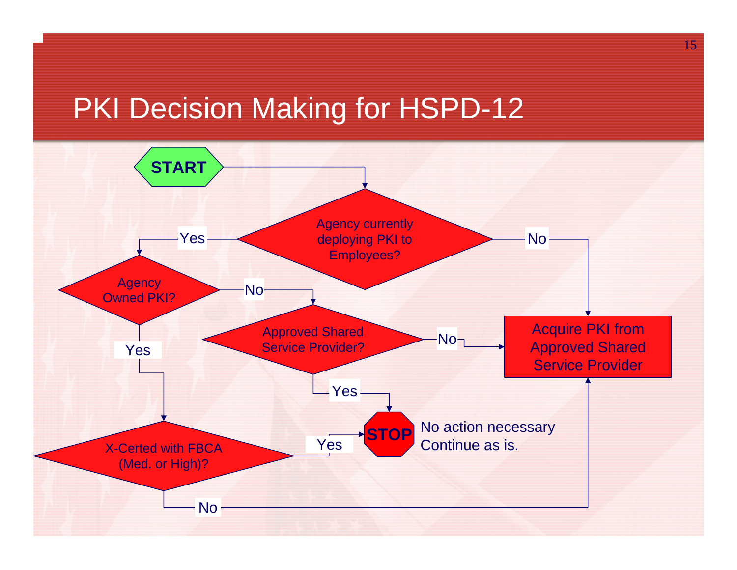# PKI Decision Making for HSPD-12

START

Agency currently deploying PKI to Employees?

Yes

No

Agency Owned PKI?

No

Yes

Approved Shared Service Provider?

No

Yes

Acquire PKI from Approved Shared Service Provider

X-Certed with FBCA (Med. or High)?

Yes

No

STOP

No action necessary
Continue as is.